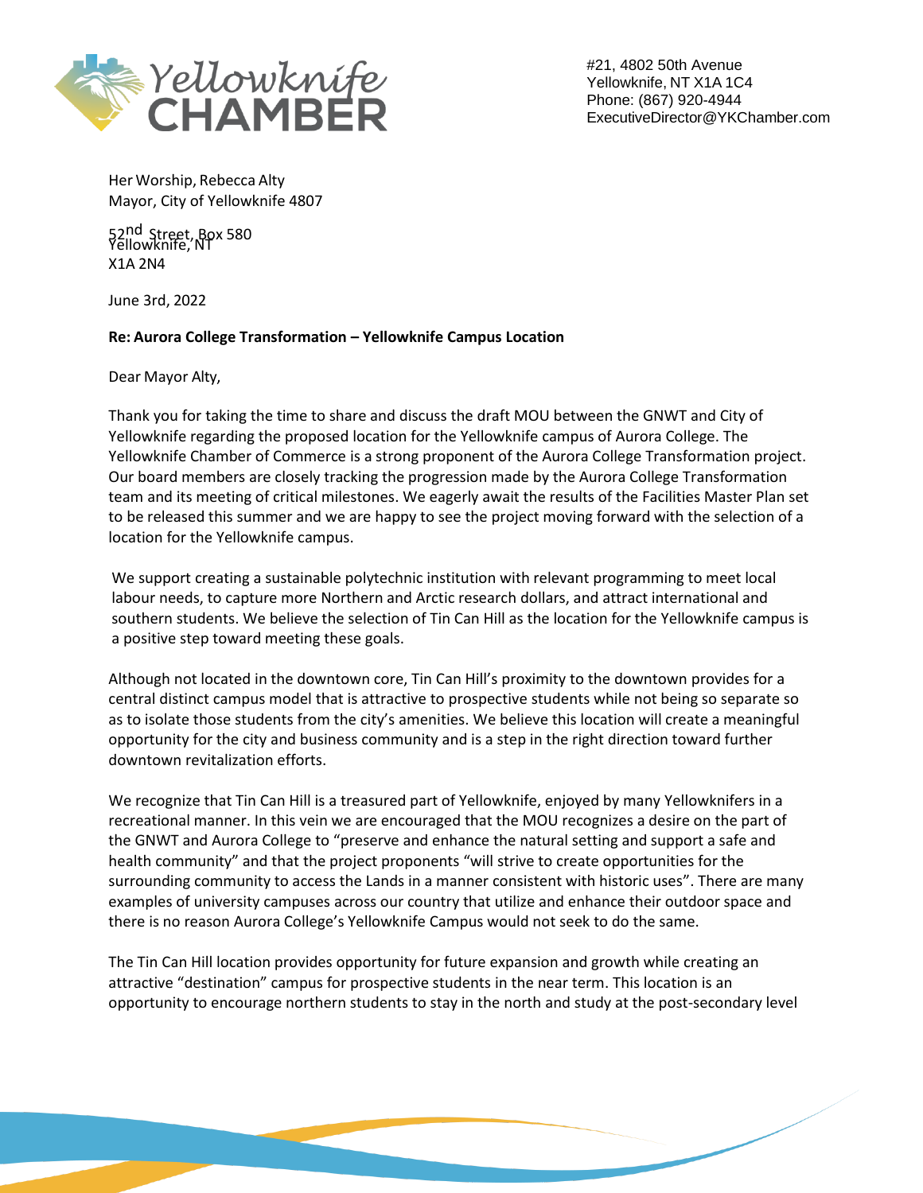#21, 4802 50th Avenue
Yellowknife, NT X1A 1C4
Phone: (867) 920-4944
ExecutiveDirector@YKChamber.com

Her Worship, Rebecca Alty
Mayor, City of Yellowknife 4807
52nd Street, Box 580
Yellowknife, NT
X1A 2N4

June 3rd, 2022

**Re: Aurora College Transformation – Yellowknife Campus Location**

Dear Mayor Alty,

Thank you for taking the time to share and discuss the draft MOU between the GNWT and City of Yellowknife regarding the proposed location for the Yellowknife campus of Aurora College. The Yellowknife Chamber of Commerce is a strong proponent of the Aurora College Transformation project. Our board members are closely tracking the progression made by the Aurora College Transformation team and its meeting of critical milestones. We eagerly await the results of the Facilities Master Plan set to be released this summer and we are happy to see the project moving forward with the selection of a location for the Yellowknife campus.

We support creating a sustainable polytechnic institution with relevant programming to meet local labour needs, to capture more Northern and Arctic research dollars, and attract international and southern students. We believe the selection of Tin Can Hill as the location for the Yellowknife campus is a positive step toward meeting these goals.

Although not located in the downtown core, Tin Can Hill's proximity to the downtown provides for a central distinct campus model that is attractive to prospective students while not being so separate so as to isolate those students from the city's amenities. We believe this location will create a meaningful opportunity for the city and business community and is a step in the right direction toward further downtown revitalization efforts.

We recognize that Tin Can Hill is a treasured part of Yellowknife, enjoyed by many Yellowknifers in a recreational manner. In this vein we are encouraged that the MOU recognizes a desire on the part of the GNWT and Aurora College to "preserve and enhance the natural setting and support a safe and health community" and that the project proponents "will strive to create opportunities for the surrounding community to access the Lands in a manner consistent with historic uses". There are many examples of university campuses across our country that utilize and enhance their outdoor space and there is no reason Aurora College's Yellowknife Campus would not seek to do the same.

The Tin Can Hill location provides opportunity for future expansion and growth while creating an attractive "destination" campus for prospective students in the near term. This location is an opportunity to encourage northern students to stay in the north and study at the post-secondary level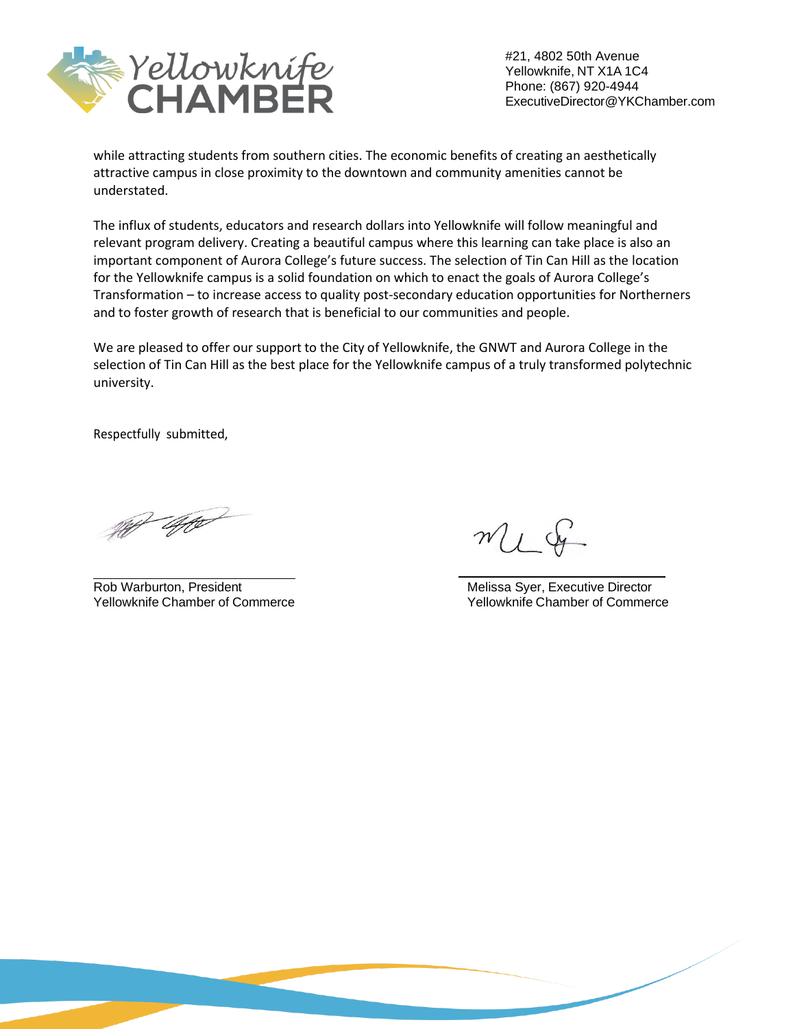while attracting students from southern cities. The economic benefits of creating an aesthetically attractive campus in close proximity to the downtown and community amenities cannot be understated.

The influx of students, educators and research dollars into Yellowknife will follow meaningful and relevant program delivery. Creating a beautiful campus where this learning can take place is also an important component of Aurora College's future success. The selection of Tin Can Hill as the location for the Yellowknife campus is a solid foundation on which to enact the goals of Aurora College's Transformation – to increase access to quality post-secondary education opportunities for Northerners and to foster growth of research that is beneficial to our communities and people.

We are pleased to offer our support to the City of Yellowknife, the GNWT and Aurora College in the selection of Tin Can Hill as the best place for the Yellowknife campus of a truly transformed polytechnic university.

Respectfully submitted,

Rob Warburton, President
Yellowknife Chamber of Commerce

Melissa Syer, Executive Director
Yellowknife Chamber of Commerce